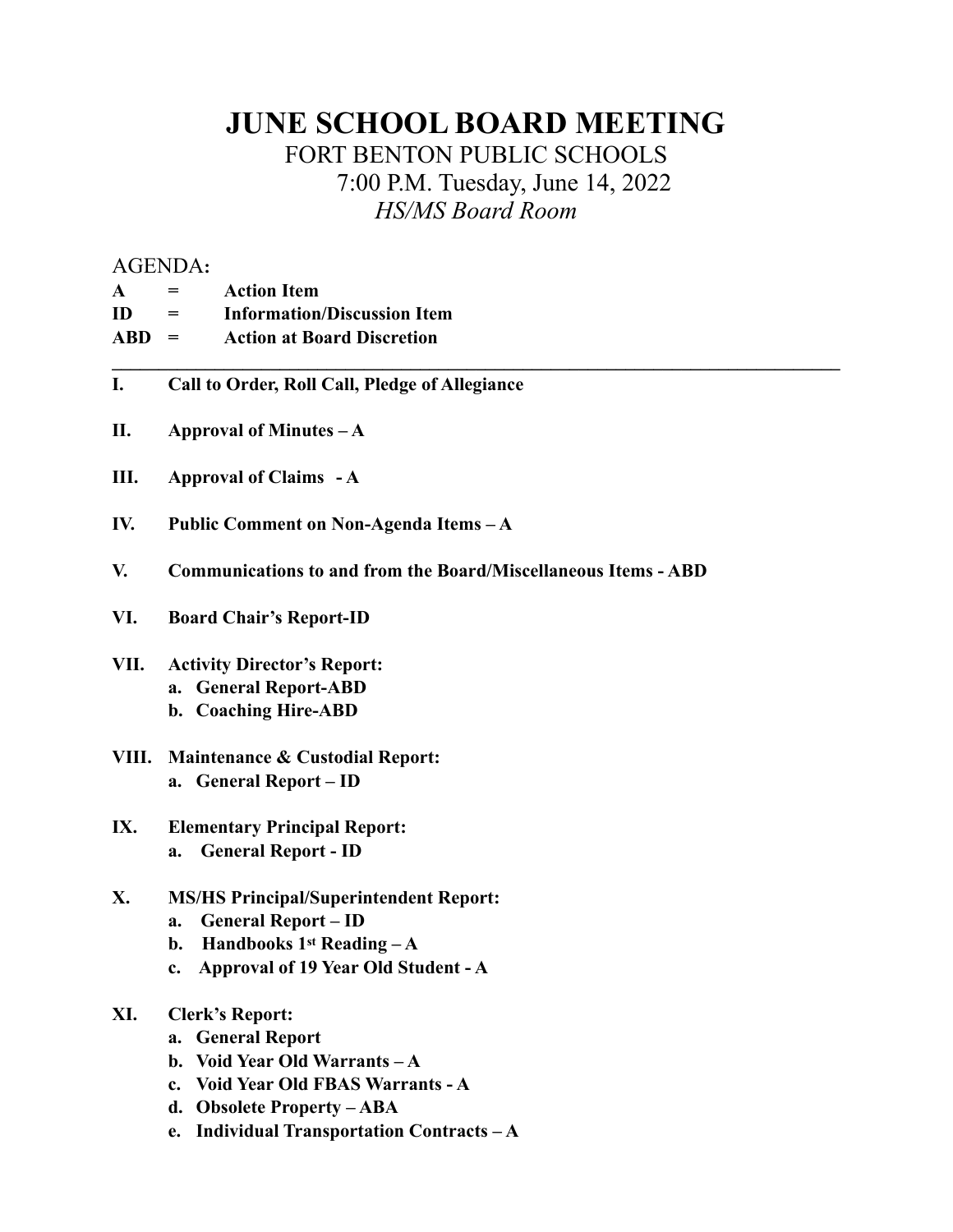# JUNE SCHOOL BOARD MEETING

FORT BENTON PUBLIC SCHOOLS

7:00 P.M. Tuesday, June 14, 2022

*HS/MS Board Room*

AGENDA:

**A = Action Item**
**ID = Information/Discussion Item**
**ABD = Action at Board Discretion**

---

**I. Call to Order, Roll Call, Pledge of Allegiance**

**II. Approval of Minutes – A**

**III. Approval of Claims - A**

**IV. Public Comment on Non-Agenda Items – A**

**V. Communications to and from the Board/Miscellaneous Items - ABD**

**VI. Board Chair's Report-ID**

**VII. Activity Director's Report:**
- **a. General Report-ABD**
- **b. Coaching Hire-ABD**

**VIII. Maintenance & Custodial Report:**
- **a. General Report – ID**

**IX. Elementary Principal Report:**
- **a. General Report - ID**

**X. MS/HS Principal/Superintendent Report:**
- **a. General Report – ID**
- **b. Handbooks 1st Reading – A**
- **c. Approval of 19 Year Old Student - A**

**XI. Clerk's Report:**
- **a. General Report**
- **b. Void Year Old Warrants – A**
- **c. Void Year Old FBAS Warrants - A**
- **d. Obsolete Property – ABA**
- **e. Individual Transportation Contracts – A**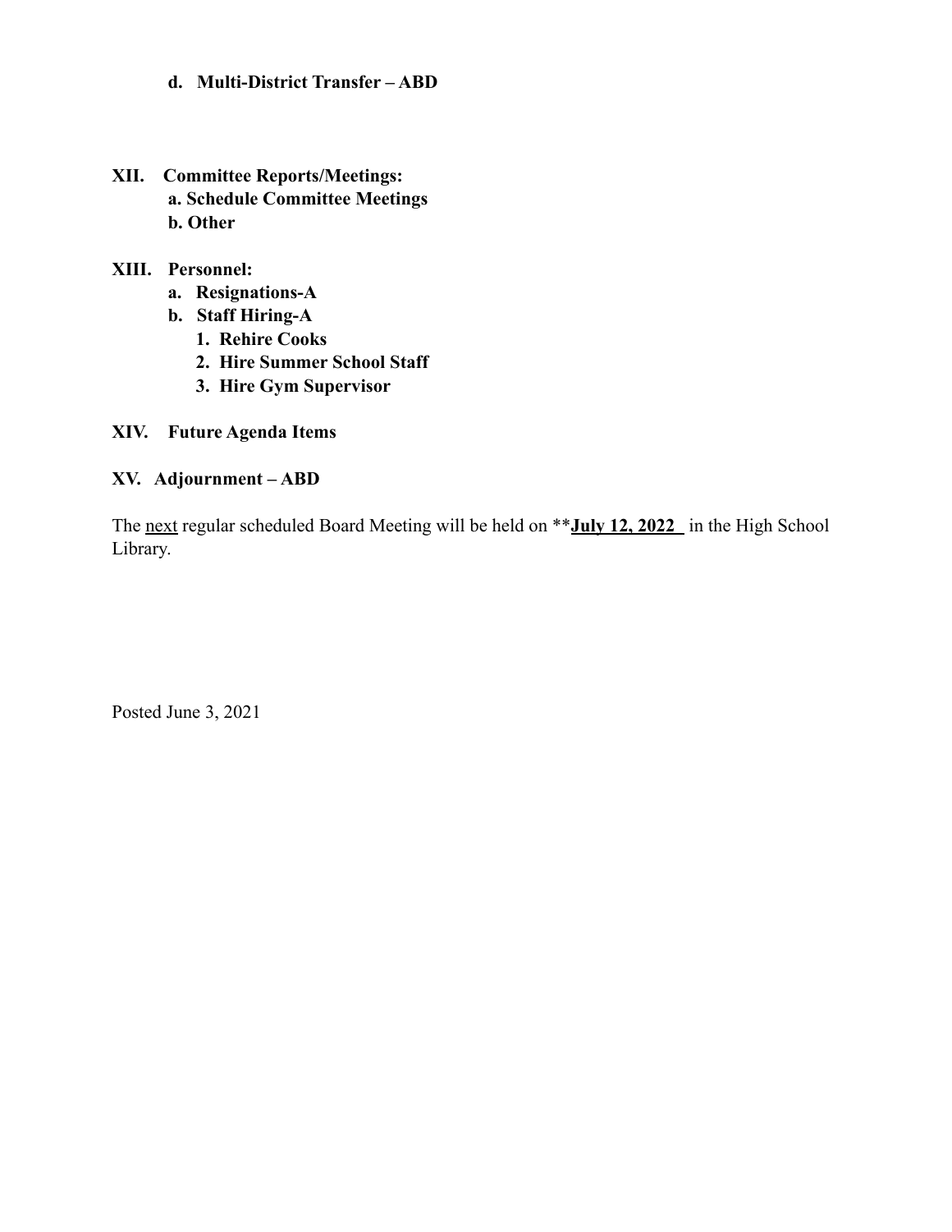**d. Multi-District Transfer – ABD**

**XII. Committee Reports/Meetings:**

**a. Schedule Committee Meetings**

**b. Other**

**XIII. Personnel:**

**a. Resignations-A**

**b. Staff Hiring-A**

**1. Rehire Cooks**

**2. Hire Summer School Staff**

**3. Hire Gym Supervisor**

**XIV. Future Agenda Items**

**XV. Adjournment – ABD**

The next regular scheduled Board Meeting will be held on ****July 12, 2022** in the High School Library.

Posted June 3, 2021